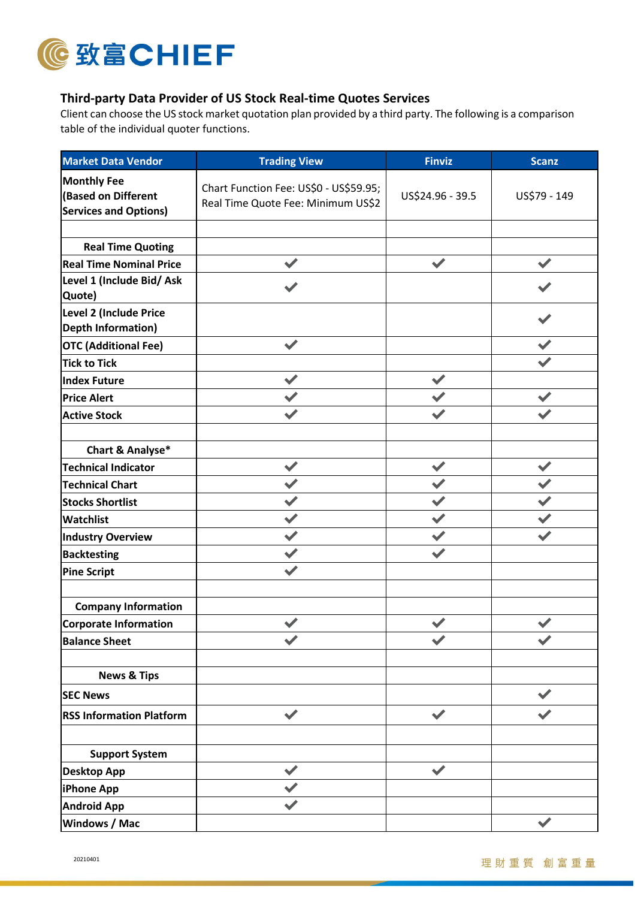致富CHIEF

## Third-party Data Provider of US Stock Real-time Quotes Services

Client can choose the US stock market quotation plan provided by a third party. The following is a comparison table of the individual quoter functions.

| Market Data Vendor | Trading View | Finviz | Scanz |
|---|---|---|---|
| **Monthly Fee (Based on Different Services and Options)** | Chart Function Fee: US$0 - US$59.95; Real Time Quote Fee: Minimum US$2 | US$24.96 - 39.5 | US$79 - 149 |
| | | | |
| **Real Time Quoting** | | | |
| **Real Time Nominal Price** | ✔ | ✔ | ✔ |
| **Level 1 (Include Bid/ Ask Quote)** | ✔ | | ✔ |
| **Level 2 (Include Price Depth Information)** | | | ✔ |
| **OTC (Additional Fee)** | ✔ | | ✔ |
| **Tick to Tick** | | | ✔ |
| **Index Future** | ✔ | ✔ | |
| **Price Alert** | ✔ | ✔ | ✔ |
| **Active Stock** | ✔ | ✔ | ✔ |
| | | | |
| **Chart & Analyse*** | | | |
| **Technical Indicator** | ✔ | ✔ | ✔ |
| **Technical Chart** | ✔ | ✔ | ✔ |
| **Stocks Shortlist** | ✔ | ✔ | ✔ |
| **Watchlist** | ✔ | ✔ | ✔ |
| **Industry Overview** | ✔ | ✔ | ✔ |
| **Backtesting** | ✔ | ✔ | |
| **Pine Script** | ✔ | | |
| | | | |
| **Company Information** | | | |
| **Corporate Information** | ✔ | ✔ | ✔ |
| **Balance Sheet** | ✔ | ✔ | ✔ |
| | | | |
| **News & Tips** | | | |
| **SEC News** | | | ✔ |
| **RSS Information Platform** | ✔ | ✔ | ✔ |
| | | | |
| **Support System** | | | |
| **Desktop App** | ✔ | ✔ | |
| **iPhone App** | ✔ | | |
| **Android App** | ✔ | | |
| **Windows / Mac** | | | ✔ |

20210401

理財重質 創富重量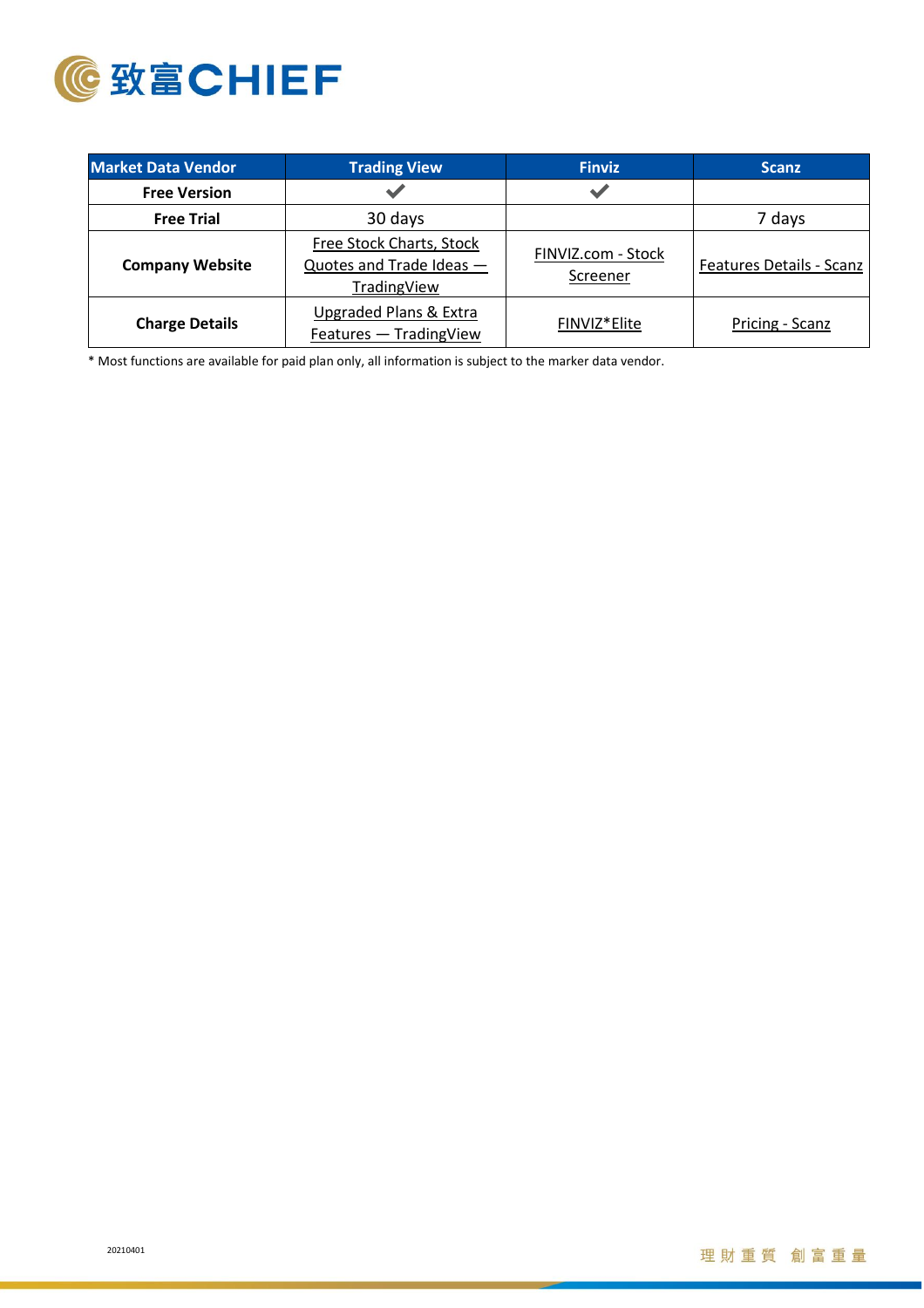| Market Data Vendor | Trading View | Finviz | Scanz |
|---|---|---|---|
| **Free Version** | ✔ | ✔ | |
| **Free Trial** | 30 days | | 7 days |
| **Company Website** | Free Stock Charts, Stock Quotes and Trade Ideas — TradingView | FINVIZ.com - Stock Screener | Features Details - Scanz |
| **Charge Details** | Upgraded Plans & Extra Features — TradingView | FINVIZ*Elite | Pricing - Scanz |

* Most functions are available for paid plan only, all information is subject to the marker data vendor.

20210401

理財重質 創富重量